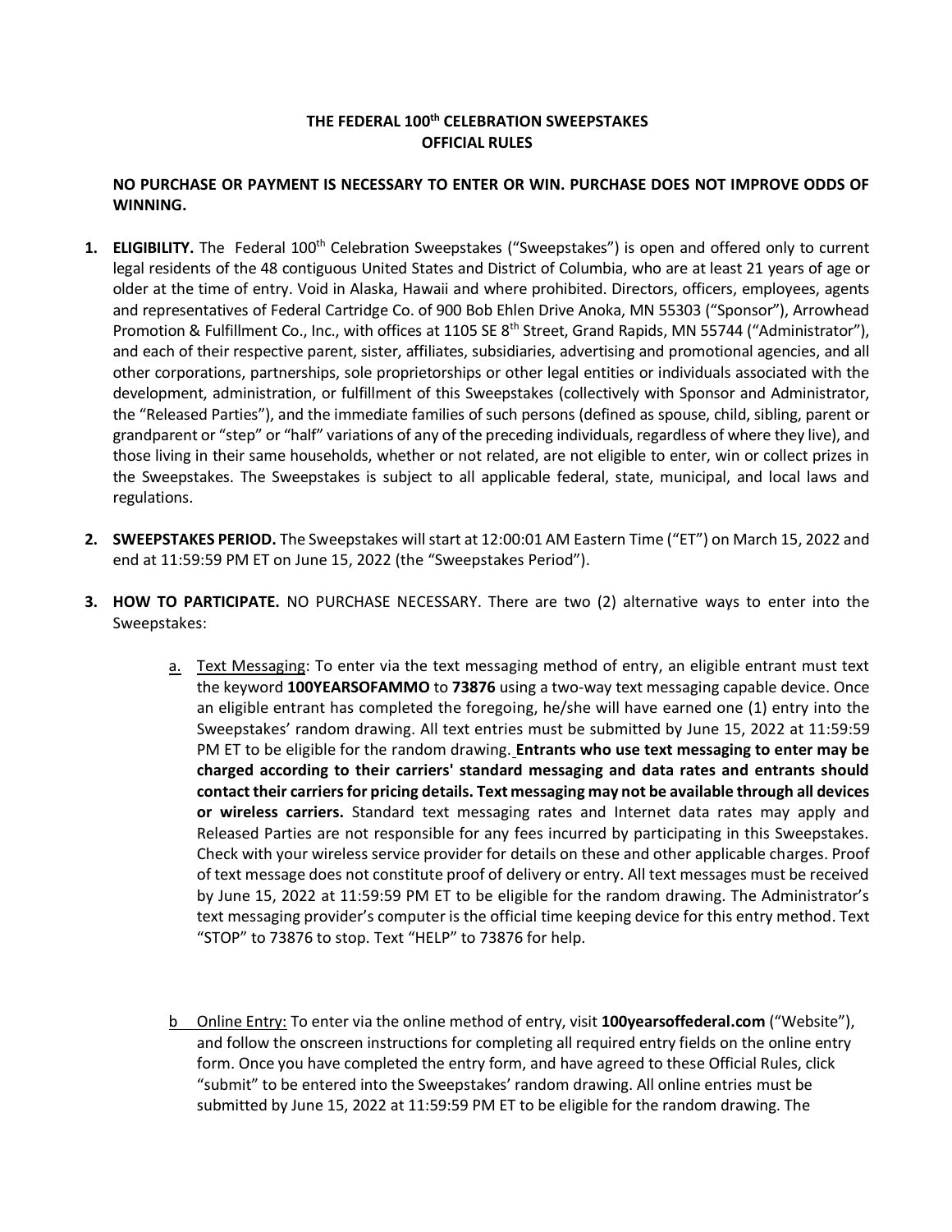# THE FEDERAL 100th CELEBRATION SWEEPSTAKES
## OFFICIAL RULES

**NO PURCHASE OR PAYMENT IS NECESSARY TO ENTER OR WIN. PURCHASE DOES NOT IMPROVE ODDS OF WINNING.**

1. **ELIGIBILITY.** The Federal 100th Celebration Sweepstakes ("Sweepstakes") is open and offered only to current legal residents of the 48 contiguous United States and District of Columbia, who are at least 21 years of age or older at the time of entry. Void in Alaska, Hawaii and where prohibited. Directors, officers, employees, agents and representatives of Federal Cartridge Co. of 900 Bob Ehlen Drive Anoka, MN 55303 ("Sponsor"), Arrowhead Promotion & Fulfillment Co., Inc., with offices at 1105 SE 8th Street, Grand Rapids, MN 55744 ("Administrator"), and each of their respective parent, sister, affiliates, subsidiaries, advertising and promotional agencies, and all other corporations, partnerships, sole proprietorships or other legal entities or individuals associated with the development, administration, or fulfillment of this Sweepstakes (collectively with Sponsor and Administrator, the "Released Parties"), and the immediate families of such persons (defined as spouse, child, sibling, parent or grandparent or "step" or "half" variations of any of the preceding individuals, regardless of where they live), and those living in their same households, whether or not related, are not eligible to enter, win or collect prizes in the Sweepstakes. The Sweepstakes is subject to all applicable federal, state, municipal, and local laws and regulations.

2. **SWEEPSTAKES PERIOD.** The Sweepstakes will start at 12:00:01 AM Eastern Time ("ET") on March 15, 2022 and end at 11:59:59 PM ET on June 15, 2022 (the "Sweepstakes Period").

3. **HOW TO PARTICIPATE.** NO PURCHASE NECESSARY. There are two (2) alternative ways to enter into the Sweepstakes:

   a. Text Messaging: To enter via the text messaging method of entry, an eligible entrant must text the keyword **100YEARSOFAMMO** to **73876** using a two-way text messaging capable device. Once an eligible entrant has completed the foregoing, he/she will have earned one (1) entry into the Sweepstakes' random drawing. All text entries must be submitted by June 15, 2022 at 11:59:59 PM ET to be eligible for the random drawing. **Entrants who use text messaging to enter may be charged according to their carriers' standard messaging and data rates and entrants should contact their carriers for pricing details. Text messaging may not be available through all devices or wireless carriers.** Standard text messaging rates and Internet data rates may apply and Released Parties are not responsible for any fees incurred by participating in this Sweepstakes. Check with your wireless service provider for details on these and other applicable charges. Proof of text message does not constitute proof of delivery or entry. All text messages must be received by June 15, 2022 at 11:59:59 PM ET to be eligible for the random drawing. The Administrator's text messaging provider's computer is the official time keeping device for this entry method. Text "STOP" to 73876 to stop. Text "HELP" to 73876 for help.

   b. Online Entry: To enter via the online method of entry, visit **100yearsoffederal.com** ("Website"), and follow the onscreen instructions for completing all required entry fields on the online entry form. Once you have completed the entry form, and have agreed to these Official Rules, click "submit" to be entered into the Sweepstakes' random drawing. All online entries must be submitted by June 15, 2022 at 11:59:59 PM ET to be eligible for the random drawing. The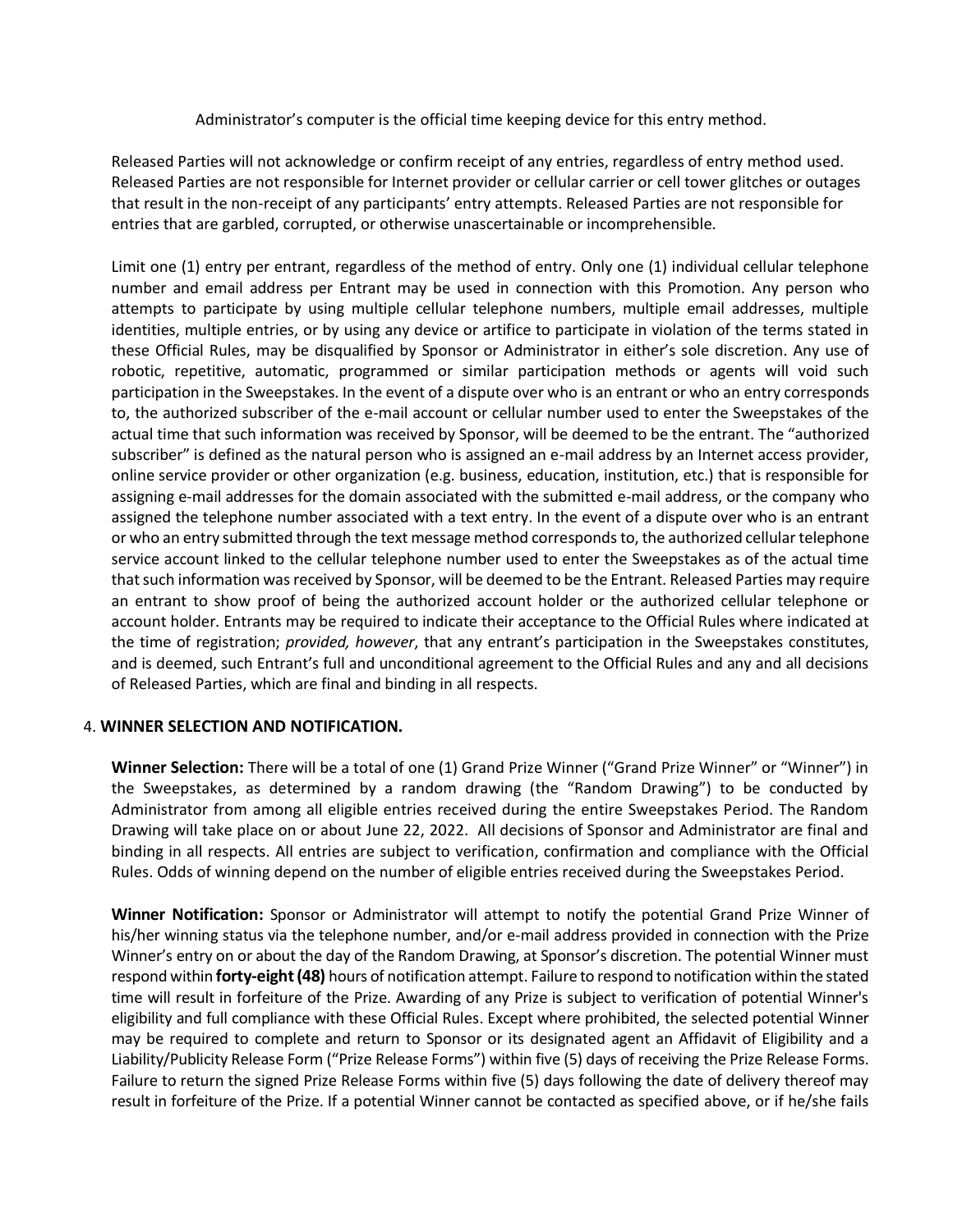Administrator's computer is the official time keeping device for this entry method.

Released Parties will not acknowledge or confirm receipt of any entries, regardless of entry method used. Released Parties are not responsible for Internet provider or cellular carrier or cell tower glitches or outages that result in the non-receipt of any participants' entry attempts. Released Parties are not responsible for entries that are garbled, corrupted, or otherwise unascertainable or incomprehensible.

Limit one (1) entry per entrant, regardless of the method of entry. Only one (1) individual cellular telephone number and email address per Entrant may be used in connection with this Promotion. Any person who attempts to participate by using multiple cellular telephone numbers, multiple email addresses, multiple identities, multiple entries, or by using any device or artifice to participate in violation of the terms stated in these Official Rules, may be disqualified by Sponsor or Administrator in either's sole discretion. Any use of robotic, repetitive, automatic, programmed or similar participation methods or agents will void such participation in the Sweepstakes. In the event of a dispute over who is an entrant or who an entry corresponds to, the authorized subscriber of the e-mail account or cellular number used to enter the Sweepstakes of the actual time that such information was received by Sponsor, will be deemed to be the entrant. The "authorized subscriber" is defined as the natural person who is assigned an e-mail address by an Internet access provider, online service provider or other organization (e.g. business, education, institution, etc.) that is responsible for assigning e-mail addresses for the domain associated with the submitted e-mail address, or the company who assigned the telephone number associated with a text entry. In the event of a dispute over who is an entrant or who an entry submitted through the text message method corresponds to, the authorized cellular telephone service account linked to the cellular telephone number used to enter the Sweepstakes as of the actual time that such information was received by Sponsor, will be deemed to be the Entrant. Released Parties may require an entrant to show proof of being the authorized account holder or the authorized cellular telephone or account holder. Entrants may be required to indicate their acceptance to the Official Rules where indicated at the time of registration; *provided, however*, that any entrant's participation in the Sweepstakes constitutes, and is deemed, such Entrant's full and unconditional agreement to the Official Rules and any and all decisions of Released Parties, which are final and binding in all respects.

4. **WINNER SELECTION AND NOTIFICATION.**

**Winner Selection:** There will be a total of one (1) Grand Prize Winner ("Grand Prize Winner" or "Winner") in the Sweepstakes, as determined by a random drawing (the "Random Drawing") to be conducted by Administrator from among all eligible entries received during the entire Sweepstakes Period. The Random Drawing will take place on or about June 22, 2022. All decisions of Sponsor and Administrator are final and binding in all respects. All entries are subject to verification, confirmation and compliance with the Official Rules. Odds of winning depend on the number of eligible entries received during the Sweepstakes Period.

**Winner Notification:** Sponsor or Administrator will attempt to notify the potential Grand Prize Winner of his/her winning status via the telephone number, and/or e-mail address provided in connection with the Prize Winner's entry on or about the day of the Random Drawing, at Sponsor's discretion. The potential Winner must respond within **forty-eight (48)** hours of notification attempt. Failure to respond to notification within the stated time will result in forfeiture of the Prize. Awarding of any Prize is subject to verification of potential Winner's eligibility and full compliance with these Official Rules. Except where prohibited, the selected potential Winner may be required to complete and return to Sponsor or its designated agent an Affidavit of Eligibility and a Liability/Publicity Release Form ("Prize Release Forms") within five (5) days of receiving the Prize Release Forms. Failure to return the signed Prize Release Forms within five (5) days following the date of delivery thereof may result in forfeiture of the Prize. If a potential Winner cannot be contacted as specified above, or if he/she fails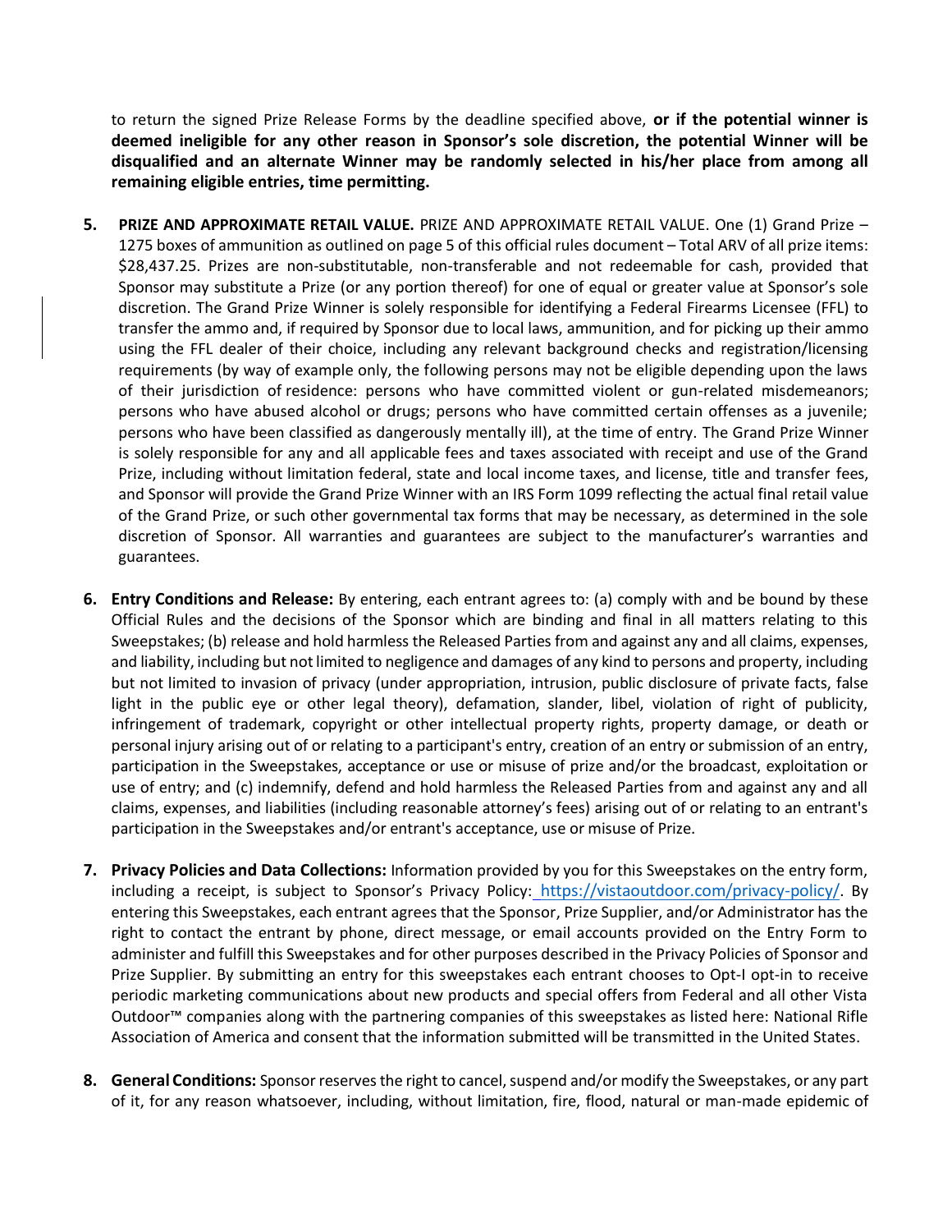to return the signed Prize Release Forms by the deadline specified above, **or if the potential winner is deemed ineligible for any other reason in Sponsor's sole discretion, the potential Winner will be disqualified and an alternate Winner may be randomly selected in his/her place from among all remaining eligible entries, time permitting.**

5. **PRIZE AND APPROXIMATE RETAIL VALUE.** PRIZE AND APPROXIMATE RETAIL VALUE. One (1) Grand Prize – 1275 boxes of ammunition as outlined on page 5 of this official rules document – Total ARV of all prize items: $28,437.25. Prizes are non-substitutable, non-transferable and not redeemable for cash, provided that Sponsor may substitute a Prize (or any portion thereof) for one of equal or greater value at Sponsor's sole discretion. The Grand Prize Winner is solely responsible for identifying a Federal Firearms Licensee (FFL) to transfer the ammo and, if required by Sponsor due to local laws, ammunition, and for picking up their ammo using the FFL dealer of their choice, including any relevant background checks and registration/licensing requirements (by way of example only, the following persons may not be eligible depending upon the laws of their jurisdiction of residence: persons who have committed violent or gun-related misdemeanors; persons who have abused alcohol or drugs; persons who have committed certain offenses as a juvenile; persons who have been classified as dangerously mentally ill), at the time of entry. The Grand Prize Winner is solely responsible for any and all applicable fees and taxes associated with receipt and use of the Grand Prize, including without limitation federal, state and local income taxes, and license, title and transfer fees, and Sponsor will provide the Grand Prize Winner with an IRS Form 1099 reflecting the actual final retail value of the Grand Prize, or such other governmental tax forms that may be necessary, as determined in the sole discretion of Sponsor. All warranties and guarantees are subject to the manufacturer's warranties and guarantees.

6. **Entry Conditions and Release:** By entering, each entrant agrees to: (a) comply with and be bound by these Official Rules and the decisions of the Sponsor which are binding and final in all matters relating to this Sweepstakes; (b) release and hold harmless the Released Parties from and against any and all claims, expenses, and liability, including but not limited to negligence and damages of any kind to persons and property, including but not limited to invasion of privacy (under appropriation, intrusion, public disclosure of private facts, false light in the public eye or other legal theory), defamation, slander, libel, violation of right of publicity, infringement of trademark, copyright or other intellectual property rights, property damage, or death or personal injury arising out of or relating to a participant's entry, creation of an entry or submission of an entry, participation in the Sweepstakes, acceptance or use or misuse of prize and/or the broadcast, exploitation or use of entry; and (c) indemnify, defend and hold harmless the Released Parties from and against any and all claims, expenses, and liabilities (including reasonable attorney's fees) arising out of or relating to an entrant's participation in the Sweepstakes and/or entrant's acceptance, use or misuse of Prize.

7. **Privacy Policies and Data Collections:** Information provided by you for this Sweepstakes on the entry form, including a receipt, is subject to Sponsor's Privacy Policy: https://vistaoutdoor.com/privacy-policy/. By entering this Sweepstakes, each entrant agrees that the Sponsor, Prize Supplier, and/or Administrator has the right to contact the entrant by phone, direct message, or email accounts provided on the Entry Form to administer and fulfill this Sweepstakes and for other purposes described in the Privacy Policies of Sponsor and Prize Supplier. By submitting an entry for this sweepstakes each entrant chooses to Opt-I opt-in to receive periodic marketing communications about new products and special offers from Federal and all other Vista Outdoor™ companies along with the partnering companies of this sweepstakes as listed here: National Rifle Association of America and consent that the information submitted will be transmitted in the United States.

8. **General Conditions:** Sponsor reserves the right to cancel, suspend and/or modify the Sweepstakes, or any part of it, for any reason whatsoever, including, without limitation, fire, flood, natural or man-made epidemic of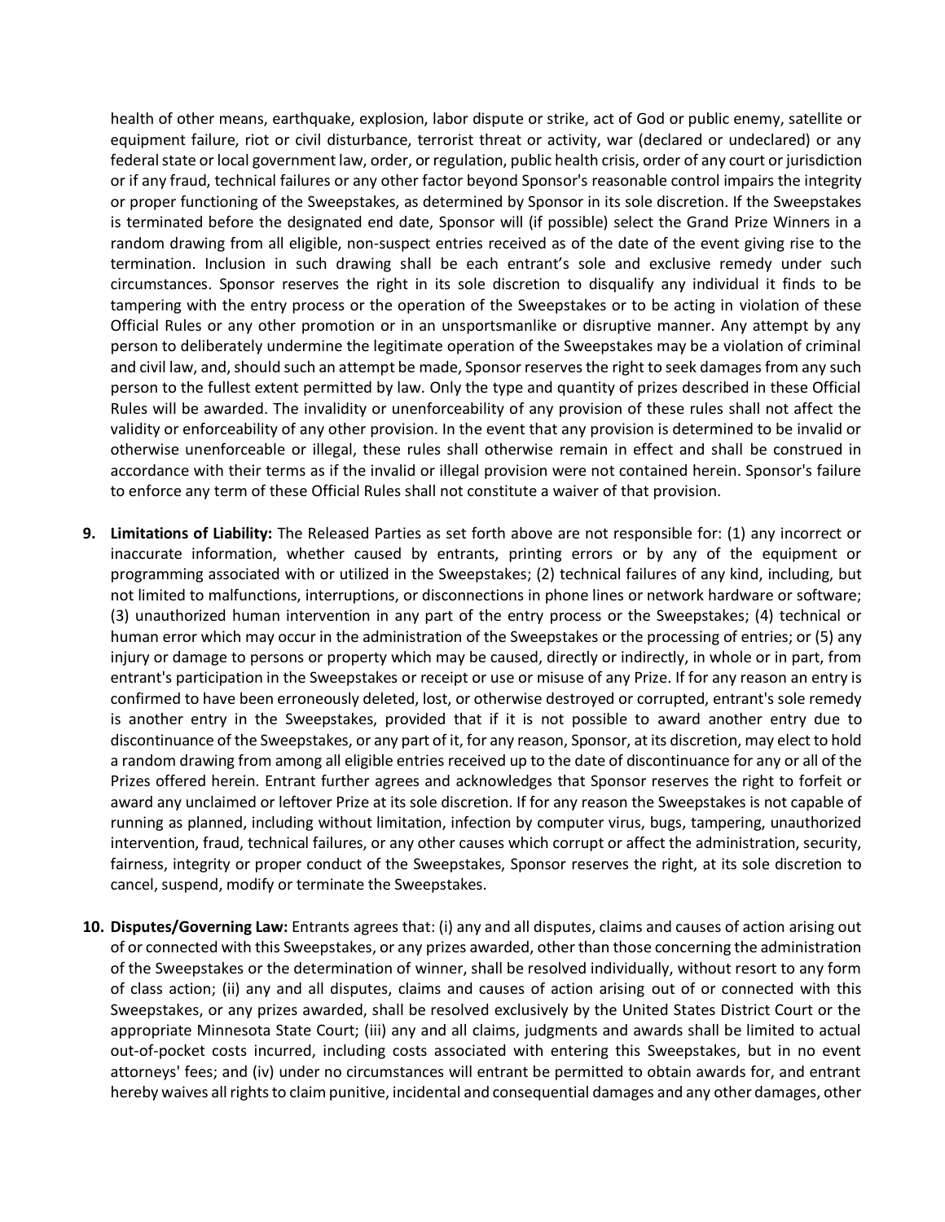health of other means, earthquake, explosion, labor dispute or strike, act of God or public enemy, satellite or equipment failure, riot or civil disturbance, terrorist threat or activity, war (declared or undeclared) or any federal state or local government law, order, or regulation, public health crisis, order of any court or jurisdiction or if any fraud, technical failures or any other factor beyond Sponsor's reasonable control impairs the integrity or proper functioning of the Sweepstakes, as determined by Sponsor in its sole discretion. If the Sweepstakes is terminated before the designated end date, Sponsor will (if possible) select the Grand Prize Winners in a random drawing from all eligible, non-suspect entries received as of the date of the event giving rise to the termination. Inclusion in such drawing shall be each entrant's sole and exclusive remedy under such circumstances. Sponsor reserves the right in its sole discretion to disqualify any individual it finds to be tampering with the entry process or the operation of the Sweepstakes or to be acting in violation of these Official Rules or any other promotion or in an unsportsmanlike or disruptive manner. Any attempt by any person to deliberately undermine the legitimate operation of the Sweepstakes may be a violation of criminal and civil law, and, should such an attempt be made, Sponsor reserves the right to seek damages from any such person to the fullest extent permitted by law. Only the type and quantity of prizes described in these Official Rules will be awarded. The invalidity or unenforceability of any provision of these rules shall not affect the validity or enforceability of any other provision. In the event that any provision is determined to be invalid or otherwise unenforceable or illegal, these rules shall otherwise remain in effect and shall be construed in accordance with their terms as if the invalid or illegal provision were not contained herein. Sponsor's failure to enforce any term of these Official Rules shall not constitute a waiver of that provision.

9. **Limitations of Liability:** The Released Parties as set forth above are not responsible for: (1) any incorrect or inaccurate information, whether caused by entrants, printing errors or by any of the equipment or programming associated with or utilized in the Sweepstakes; (2) technical failures of any kind, including, but not limited to malfunctions, interruptions, or disconnections in phone lines or network hardware or software; (3) unauthorized human intervention in any part of the entry process or the Sweepstakes; (4) technical or human error which may occur in the administration of the Sweepstakes or the processing of entries; or (5) any injury or damage to persons or property which may be caused, directly or indirectly, in whole or in part, from entrant's participation in the Sweepstakes or receipt or use or misuse of any Prize. If for any reason an entry is confirmed to have been erroneously deleted, lost, or otherwise destroyed or corrupted, entrant's sole remedy is another entry in the Sweepstakes, provided that if it is not possible to award another entry due to discontinuance of the Sweepstakes, or any part of it, for any reason, Sponsor, at its discretion, may elect to hold a random drawing from among all eligible entries received up to the date of discontinuance for any or all of the Prizes offered herein. Entrant further agrees and acknowledges that Sponsor reserves the right to forfeit or award any unclaimed or leftover Prize at its sole discretion. If for any reason the Sweepstakes is not capable of running as planned, including without limitation, infection by computer virus, bugs, tampering, unauthorized intervention, fraud, technical failures, or any other causes which corrupt or affect the administration, security, fairness, integrity or proper conduct of the Sweepstakes, Sponsor reserves the right, at its sole discretion to cancel, suspend, modify or terminate the Sweepstakes.

10. **Disputes/Governing Law:** Entrants agrees that: (i) any and all disputes, claims and causes of action arising out of or connected with this Sweepstakes, or any prizes awarded, other than those concerning the administration of the Sweepstakes or the determination of winner, shall be resolved individually, without resort to any form of class action; (ii) any and all disputes, claims and causes of action arising out of or connected with this Sweepstakes, or any prizes awarded, shall be resolved exclusively by the United States District Court or the appropriate Minnesota State Court; (iii) any and all claims, judgments and awards shall be limited to actual out-of-pocket costs incurred, including costs associated with entering this Sweepstakes, but in no event attorneys' fees; and (iv) under no circumstances will entrant be permitted to obtain awards for, and entrant hereby waives all rights to claim punitive, incidental and consequential damages and any other damages, other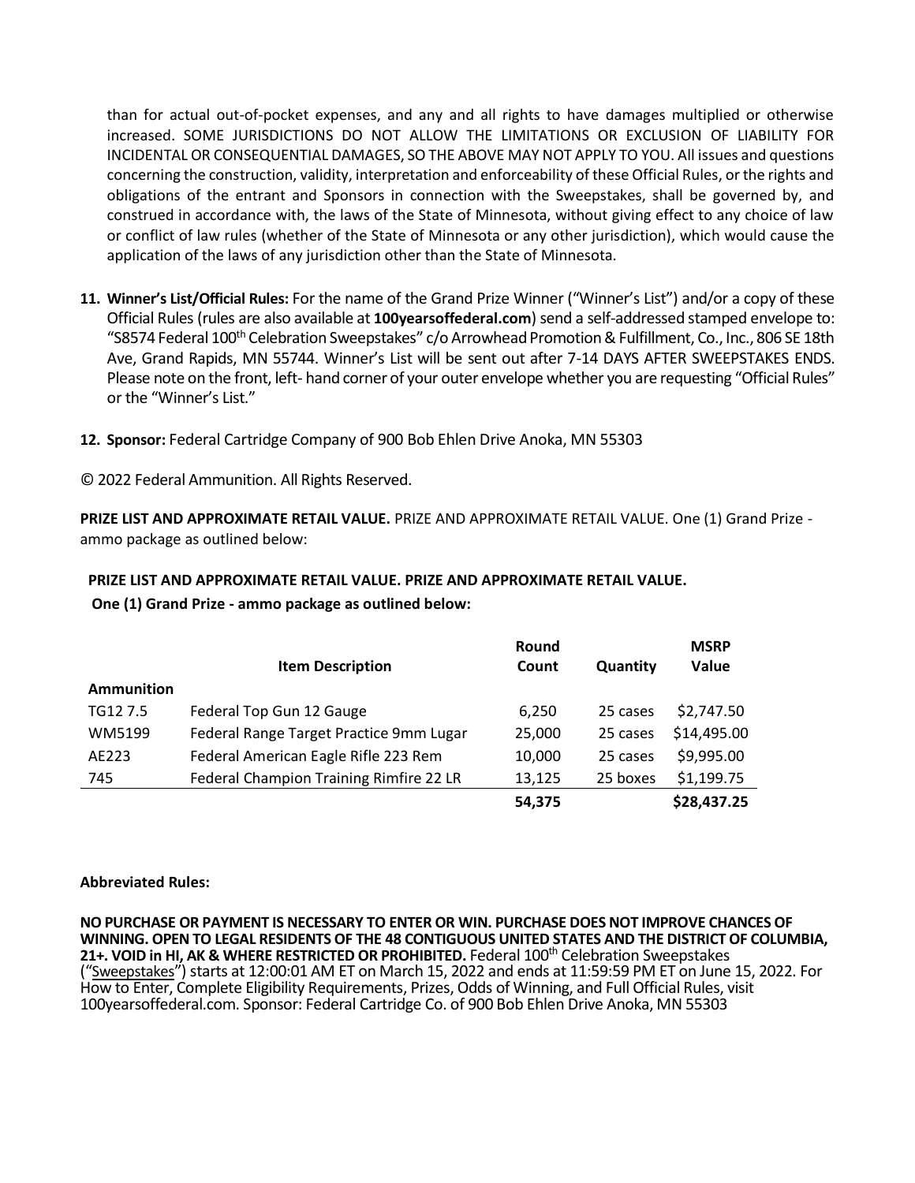than for actual out-of-pocket expenses, and any and all rights to have damages multiplied or otherwise increased. SOME JURISDICTIONS DO NOT ALLOW THE LIMITATIONS OR EXCLUSION OF LIABILITY FOR INCIDENTAL OR CONSEQUENTIAL DAMAGES, SO THE ABOVE MAY NOT APPLY TO YOU. All issues and questions concerning the construction, validity, interpretation and enforceability of these Official Rules, or the rights and obligations of the entrant and Sponsors in connection with the Sweepstakes, shall be governed by, and construed in accordance with, the laws of the State of Minnesota, without giving effect to any choice of law or conflict of law rules (whether of the State of Minnesota or any other jurisdiction), which would cause the application of the laws of any jurisdiction other than the State of Minnesota.

11. **Winner's List/Official Rules:** For the name of the Grand Prize Winner ("Winner's List") and/or a copy of these Official Rules (rules are also available at **100yearsoffederal.com**) send a self-addressed stamped envelope to: "S8574 Federal 100th Celebration Sweepstakes" c/o Arrowhead Promotion & Fulfillment, Co., Inc., 806 SE 18th Ave, Grand Rapids, MN 55744. Winner's List will be sent out after 7-14 DAYS AFTER SWEEPSTAKES ENDS. Please note on the front, left- hand corner of your outer envelope whether you are requesting "Official Rules" or the "Winner's List."

12. **Sponsor:** Federal Cartridge Company of 900 Bob Ehlen Drive Anoka, MN 55303

© 2022 Federal Ammunition. All Rights Reserved.

**PRIZE LIST AND APPROXIMATE RETAIL VALUE.** PRIZE AND APPROXIMATE RETAIL VALUE. One (1) Grand Prize - ammo package as outlined below:

**PRIZE LIST AND APPROXIMATE RETAIL VALUE. PRIZE AND APPROXIMATE RETAIL VALUE.**
**One (1) Grand Prize - ammo package as outlined below:**

| | Item Description | Round Count | Quantity | MSRP Value |
|---|---|---|---|---|
| **Ammunition** | | | | |
| TG12 7.5 | Federal Top Gun 12 Gauge | 6,250 | 25 cases | $2,747.50 |
| WM5199 | Federal Range Target Practice 9mm Lugar | 25,000 | 25 cases | $14,495.00 |
| AE223 | Federal American Eagle Rifle 223 Rem | 10,000 | 25 cases | $9,995.00 |
| 745 | Federal Champion Training Rimfire 22 LR | 13,125 | 25 boxes | $1,199.75 |
| | | **54,375** | | **$28,437.25** |

**Abbreviated Rules:**

**NO PURCHASE OR PAYMENT IS NECESSARY TO ENTER OR WIN. PURCHASE DOES NOT IMPROVE CHANCES OF WINNING. OPEN TO LEGAL RESIDENTS OF THE 48 CONTIGUOUS UNITED STATES AND THE DISTRICT OF COLUMBIA, 21+. VOID in HI, AK & WHERE RESTRICTED OR PROHIBITED.** Federal 100th Celebration Sweepstakes ("Sweepstakes") starts at 12:00:01 AM ET on March 15, 2022 and ends at 11:59:59 PM ET on June 15, 2022. For How to Enter, Complete Eligibility Requirements, Prizes, Odds of Winning, and Full Official Rules, visit 100yearsoffederal.com. Sponsor: Federal Cartridge Co. of 900 Bob Ehlen Drive Anoka, MN 55303